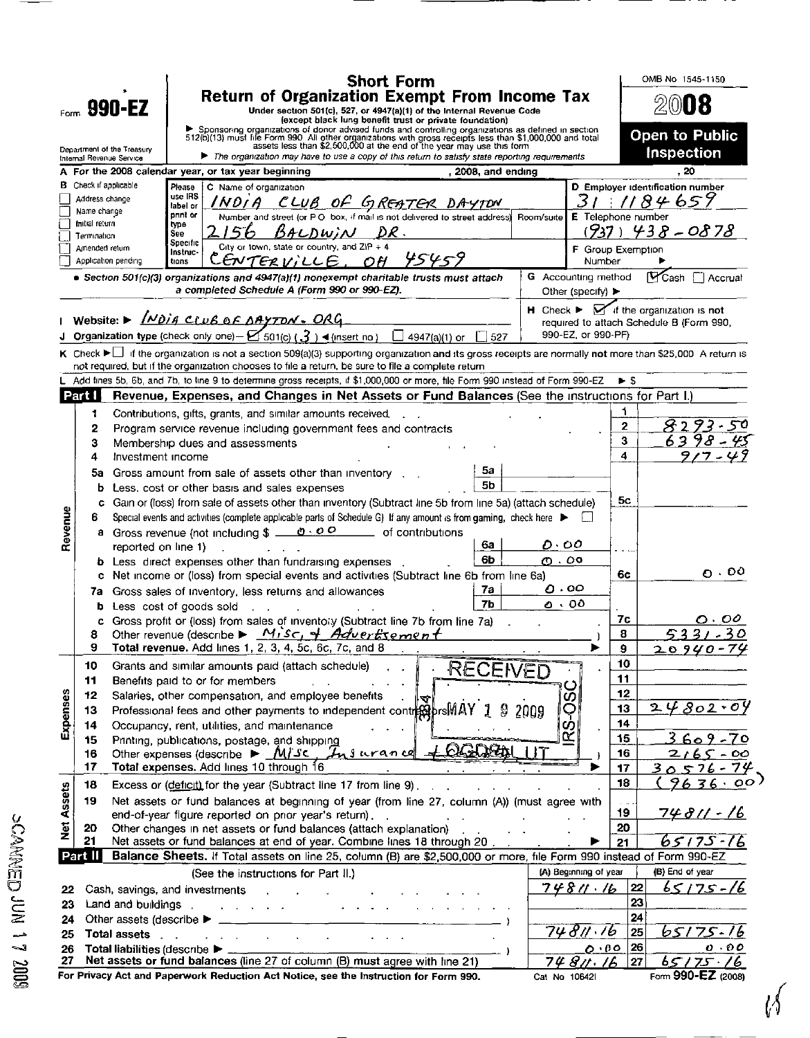Form **990-EZ**

Department of the Treasury
Internal Revenue Service

# Short Form
# Return of Organization Exempt From Income Tax

**Under section 501(c), 527, or 4947(a)(1) of the Internal Revenue Code (except black lung benefit trust or private foundation)**

▶ Sponsoring organizations of donor advised funds and controlling organizations as defined in section 512(b)(13) must file Form 990. All other organizations with gross receipts less than $1,000,000 and total assets less than $2,500,000 at the end of the year may use this form

▶ *The organization may have to use a copy of this return to satisfy state reporting requirements*

OMB No 1545-1150

**2008**

**Open to Public Inspection**

**A** For the 2008 calendar year, or tax year beginning , 2008, and ending , 20

**B** Check if applicable
- ☐ Address change
- ☐ Name change
- ☐ Initial return
- ☐ Termination
- ☐ Amended return
- ☐ Application pending

Please use IRS label or print or type. See Specific Instructions.

**C** Name of organization: INDIA CLUB OF GREATER DAYTON

Number and street (or P O box, if mail is not delivered to street address) Room/suite: 2156 BALDWIN DR.

City or town, state or country, and ZIP + 4: CENTERVILLE, OH 45459

**D** Employer identification number: 31 1184659

**E** Telephone number: (937) 438-0878

**F** Group Exemption Number ▶

• *Section 501(c)(3) organizations and 4947(a)(1) nonexempt charitable trusts must attach a completed Schedule A (Form 990 or 990-EZ).*

**G** Accounting method ☑ Cash ☐ Accrual Other (specify) ▶

**H** Check ▶ ☑ if the organization is not required to attach Schedule B (Form 990, 990-EZ, or 990-PF)

**I** Website: ▶ INDIA CLUB OF DAYTON. ORG

**J** Organization type (check only one)— ☑ 501(c) ( 3 ) ◀(insert no) ☐ 4947(a)(1) or ☐ 527

**K** Check ▶ ☐ if the organization is not a section 509(a)(3) supporting organization and its gross receipts are normally not more than $25,000 A return is not required, but if the organization chooses to file a return, be sure to file a complete return

**L** Add lines 5b, 6b, and 7b, to line 9 to determine gross receipts, if $1,000,000 or more, file Form 990 instead of Form 990-EZ ▶ $

## Part I Revenue, Expenses, and Changes in Net Assets or Fund Balances (See the instructions for Part I.)

| | Line | Description | | | Line | Amount |
|---|---|---|---|---|---|---|
| Revenue | 1 | Contributions, gifts, grants, and similar amounts received | | | 1 | |
| | 2 | Program service revenue including government fees and contracts | | | 2 | 8293-50 |
| | 3 | Membership dues and assessments | | | 3 | 6398-45 |
| | 4 | Investment income | | | 4 | 917-49 |
| | 5a | Gross amount from sale of assets other than inventory | 5a | | | |
| | b | Less. cost or other basis and sales expenses | 5b | | | |
| | c | Gain or (loss) from sale of assets other than inventory (Subtract line 5b from line 5a) (attach schedule) | | | 5c | |
| | 6 | Special events and activities (complete applicable parts of Schedule G) If any amount is from gaming, check here ▶ ☐ | | | | |
| | a | Gross revenue (not including $ 0.00 of contributions reported on line 1) | 6a | 0.00 | | |
| | b | Less direct expenses other than fundraising expenses | 6b | 0.00 | | |
| | c | Net income or (loss) from special events and activities (Subtract line 6b from line 6a) | | | 6c | 0.00 |
| | 7a | Gross sales of inventory, less returns and allowances | 7a | 0.00 | | |
| | b | Less cost of goods sold | 7b | 0.00 | | |
| | c | Gross profit or (loss) from sales of inventory (Subtract line 7b from line 7a) | | | 7c | 0.00 |
| | 8 | Other revenue (describe ▶ Misc, + Advertisement ) | | | 8 | 5331-30 |
| | 9 | **Total revenue.** Add lines 1, 2, 3, 4, 5c, 6c, 7c, and 8 ▶ | | | 9 | 20940-74 |
| Expenses | 10 | Grants and similar amounts paid (attach schedule) | | | 10 | |
| | 11 | Benefits paid to or for members | | | 11 | |
| | 12 | Salaries, other compensation, and employee benefits | | | 12 | |
| | 13 | Professional fees and other payments to independent contractors | | | 13 | 24802-04 |
| | 14 | Occupancy, rent, utilities, and maintenance | | | 14 | |
| | 15 | Printing, publications, postage, and shipping | | | 15 | 3609-70 |
| | 16 | Other expenses (describe ▶ Misc, Insurance ) | | | 16 | 2165-00 |
| | 17 | **Total expenses.** Add lines 10 through 16 ▶ | | | 17 | 30576-74 |
| Net Assets | 18 | Excess or (deficit) for the year (Subtract line 17 from line 9) | | | 18 | (9636.00) |
| | 19 | Net assets or fund balances at beginning of year (from line 27, column (A)) (must agree with end-of-year figure reported on prior year's return) | | | 19 | 74811-16 |
| | 20 | Other changes in net assets or fund balances (attach explanation) | | | 20 | |
| | 21 | Net assets or fund balances at end of year. Combine lines 18 through 20 ▶ | | | 21 | 65175-16 |

RECEIVED MAY 19 2009 IRS-OSC OGDEN, UT

## Part II Balance Sheets. If Total assets on line 25, column (B) are $2,500,000 or more, file Form 990 instead of Form 990-EZ

| Line | (See the instructions for Part II.) | (A) Beginning of year | | (B) End of year |
|---|---|---|---|---|
| 22 | Cash, savings, and investments | 74811.16 | 22 | 65175-16 |
| 23 | Land and buildings | | 23 | |
| 24 | Other assets (describe ▶ ) | | 24 | |
| 25 | **Total assets** | 74811.16 | 25 | 65175-16 |
| 26 | **Total liabilities** (describe ▶ ) | 0.00 | 26 | 0.00 |
| 27 | **Net assets or fund balances** (line 27 of column (B) must agree with line 21) | 74811.16 | 27 | 65175.16 |

**For Privacy Act and Paperwork Reduction Act Notice, see the Instruction for Form 990.** Cat No 10642I Form **990-EZ** (2008)

SCANNED JUN 17 2009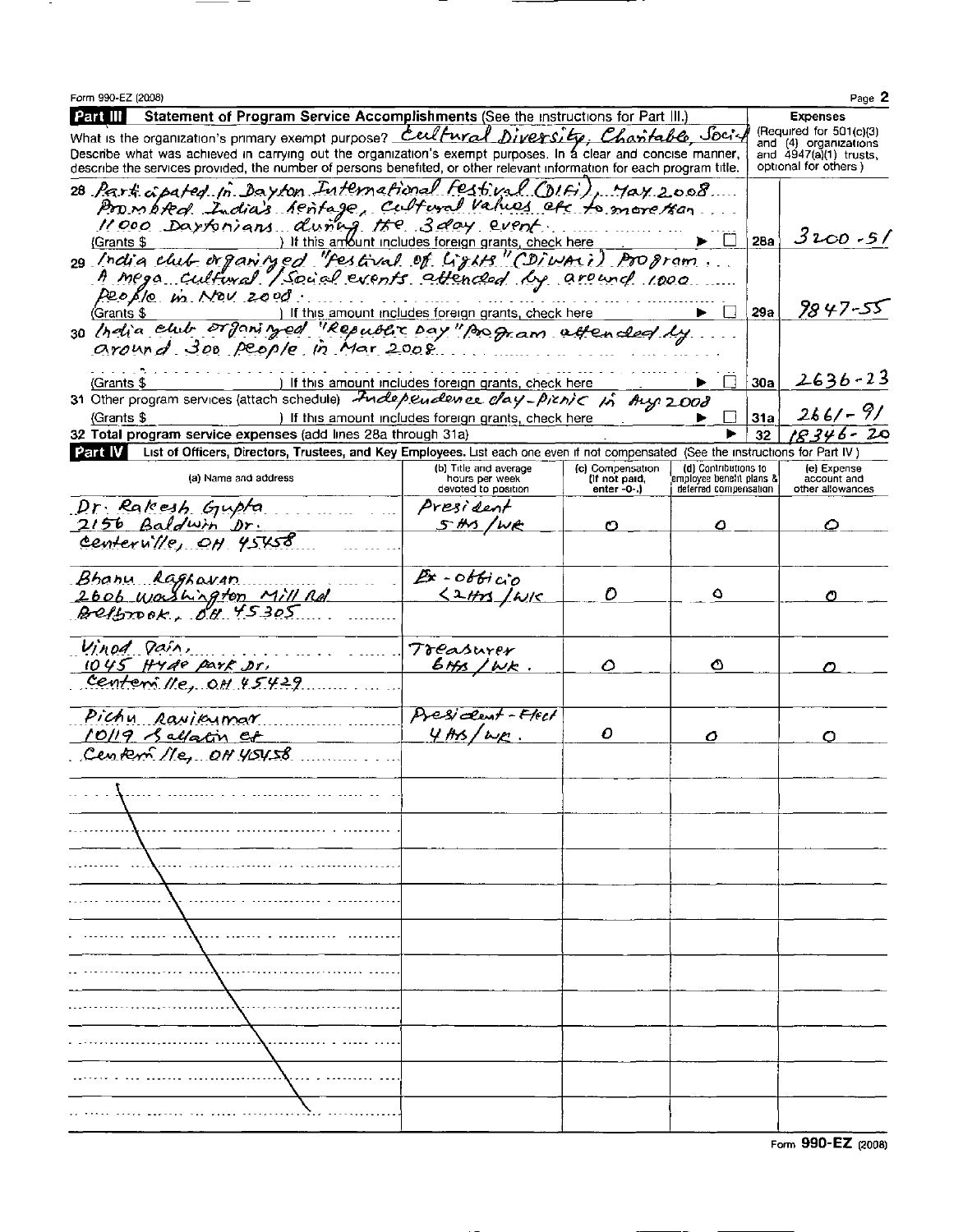Form 990-EZ (2008)

## Part III Statement of Program Service Accomplishments (See the instructions for Part III.)

What is the organization's primary exempt purpose? *Cultural Diversity, Charitable, Social*

Describe what was achieved in carrying out the organization's exempt purposes. In a clear and concise manner, describe the services provided, the number of persons benefited, or other relevant information for each program title.

**Expenses** (Required for 501(c)(3) and (4) organizations and 4947(a)(1) trusts, optional for others.)

| | | | |
|---|---|---|---|
| 28 *Participated in Dayton International Festival (DIFi), May 2008. Promoted India's heritage, cultural values etc to more than 11000 Daytonians during the 3 day event.* (Grants $ ) If this amount includes foreign grants, check here ▶ ☐ | | 28a | *3200-51* |
| 29 *India club organized "Festival of Lights" (Diwali) Program. A mega cultural / Social events attended by around 1000 people in Nov 2008.* (Grants $ ) If this amount includes foreign grants, check here ▶ ☐ | | 29a | *9847-55* |
| 30 *India club organized "Republic Day" Program attended by around 300 people in Mar 2008.* (Grants $ ) If this amount includes foreign grants, check here ▶ ☐ | | 30a | *2636-23* |
| 31 Other program services (attach schedule) *Independence day-picnic in Aug 2008* (Grants $ ) If this amount includes foreign grants, check here ▶ ☐ | | 31a | *2661-91* |
| 32 **Total program service expenses** (add lines 28a through 31a) ▶ | | 32 | *18346-20* |

## Part IV List of Officers, Directors, Trustees, and Key Employees. List each one even if not compensated (See the instructions for Part IV.)

| (a) Name and address | (b) Title and average hours per week devoted to position | (c) Compensation (If not paid, enter -0-.) | (d) Contributions to employee benefit plans & deferred compensation | (e) Expense account and other allowances |
|---|---|---|---|---|
| *Dr. Rakesh Gupta, 2156 Baldwin Dr. Centerville, OH 45458* | *President 5 Hrs/Wk* | *0* | *0* | *0* |
| *Bhanu Raghavan, 2606 Washington Mill Rd Bellbrook, OH 45305* | *Ex-officio <2 Hrs/Wk* | *0* | *0* | *0* |
| *Vinod Jain, 1045 Hyde Park Dr. Centerville, OH 45429* | *Treasurer 6 Hrs/Wk.* | *0* | *0* | *0* |
| *Pichu Ravikumar, 10119 Gallatin Ct Centerville, OH 45458* | *President-Elect 4 Hrs/Wk.* | *0* | *0* | *0* |

Form **990-EZ** (2008)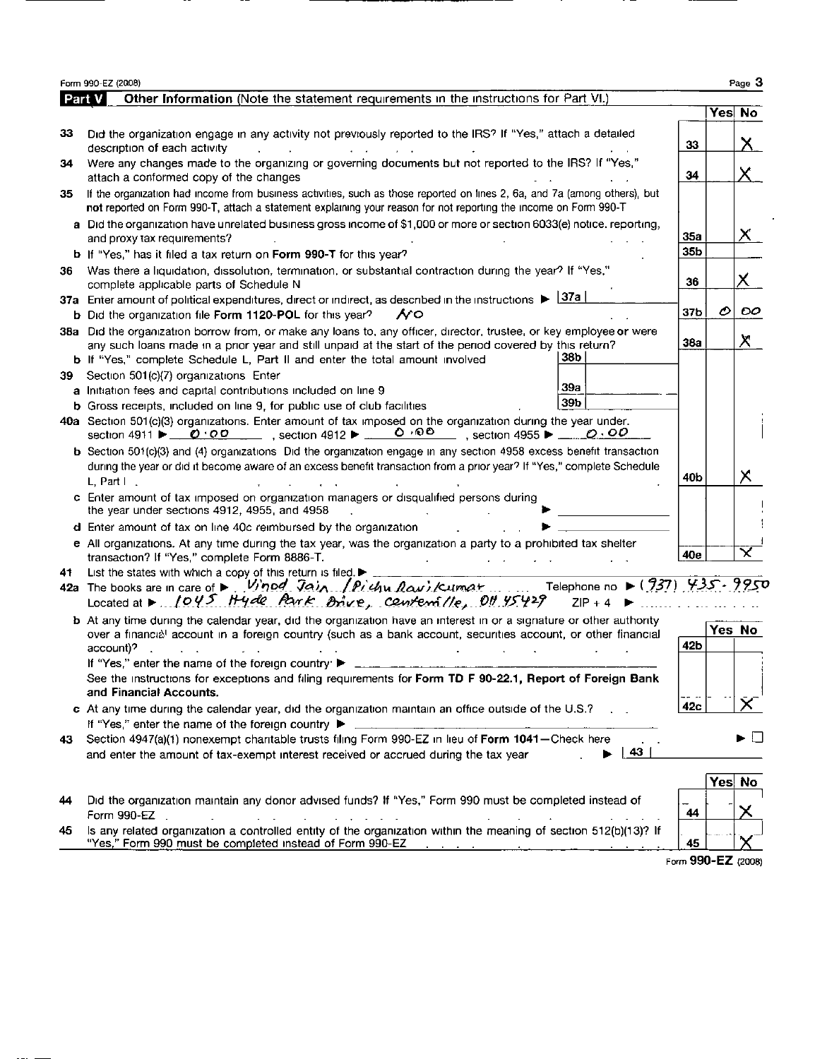Form 990-EZ (2008)

## Part V — Other Information (Note the statement requirements in the instructions for Part VI.)

| | | | Yes | No |
|---|---|---|---|---|
| 33 | Did the organization engage in any activity not previously reported to the IRS? If "Yes," attach a detailed description of each activity | 33 | | X |
| 34 | Were any changes made to the organizing or governing documents but not reported to the IRS? If "Yes," attach a conformed copy of the changes | 34 | | X |
| 35 | If the organization had income from business activities, such as those reported on lines 2, 6a, and 7a (among others), but **not** reported on Form 990-T, attach a statement explaining your reason for not reporting the income on Form 990-T | | | |
| a | Did the organization have unrelated business gross income of $1,000 or more or section 6033(e) notice, reporting, and proxy tax requirements? | 35a | | X |
| b | If "Yes," has it filed a tax return on **Form 990-T** for this year? | 35b | | |
| 36 | Was there a liquidation, dissolution, termination, or substantial contraction during the year? If "Yes," complete applicable parts of Schedule N | 36 | | X |
| 37a | Enter amount of political expenditures, direct or indirect, as described in the instructions ▶ 37a | | | |
| b | Did the organization file **Form 1120-POL** for this year? NO | 37b | 0 | 00 |
| 38a | Did the organization borrow from, or make any loans to, any officer, director, trustee, or key employee or were any such loans made in a prior year and still unpaid at the start of the period covered by this return? | 38a | | X |
| b | If "Yes," complete Schedule L, Part II and enter the total amount involved 38b | | | |
| 39 | Section 501(c)(7) organizations Enter | | | |
| a | Initiation fees and capital contributions included on line 9 39a | | | |
| b | Gross receipts, included on line 9, for public use of club facilities 39b | | | |
| 40a | Section 501(c)(3) organizations. Enter amount of tax imposed on the organization during the year under: section 4911 ▶ 0.00 , section 4912 ▶ 0.00 , section 4955 ▶ 0.00 | | | |
| b | Section 501(c)(3) and (4) organizations Did the organization engage in any section 4958 excess benefit transaction during the year or did it become aware of an excess benefit transaction from a prior year? If "Yes," complete Schedule L, Part I | 40b | | X |
| c | Enter amount of tax imposed on organization managers or disqualified persons during the year under sections 4912, 4955, and 4958 ▶ | | | |
| d | Enter amount of tax on line 40c reimbursed by the organization ▶ | | | |
| e | All organizations. At any time during the tax year, was the organization a party to a prohibited tax shelter transaction? If "Yes," complete Form 8886-T. | 40e | | X |

41 List the states with which a copy of this return is filed. ▶

42a The books are in care of ▶ Vinod Jain / Pichu Ravikumar Telephone no ▶ (937) 435-9950
Located at ▶ 1045 Hyde Park Drive, Centerville, OH 45429 ZIP + 4 ▶

| | | | Yes | No |
|---|---|---|---|---|
| b | At any time during the calendar year, did the organization have an interest in or a signature or other authority over a financial account in a foreign country (such as a bank account, securities account, or other financial account)? If "Yes," enter the name of the foreign country ▶ See the instructions for exceptions and filing requirements for **Form TD F 90-22.1, Report of Foreign Bank and Financial Accounts.** | 42b | | |
| c | At any time during the calendar year, did the organization maintain an office outside of the U.S.? If "Yes," enter the name of the foreign country ▶ | 42c | | X |

43 Section 4947(a)(1) nonexempt charitable trusts filing Form 990-EZ in lieu of **Form 1041**—Check here ▶ ☐ and enter the amount of tax-exempt interest received or accrued during the tax year ▶ 43

| | | | Yes | No |
|---|---|---|---|---|
| 44 | Did the organization maintain any donor advised funds? If "Yes," Form 990 must be completed instead of Form 990-EZ | 44 | | X |
| 45 | Is any related organization a controlled entity of the organization within the meaning of section 512(b)(13)? If "Yes," Form 990 must be completed instead of Form 990-EZ | 45 | | X |

Form **990-EZ** (2008)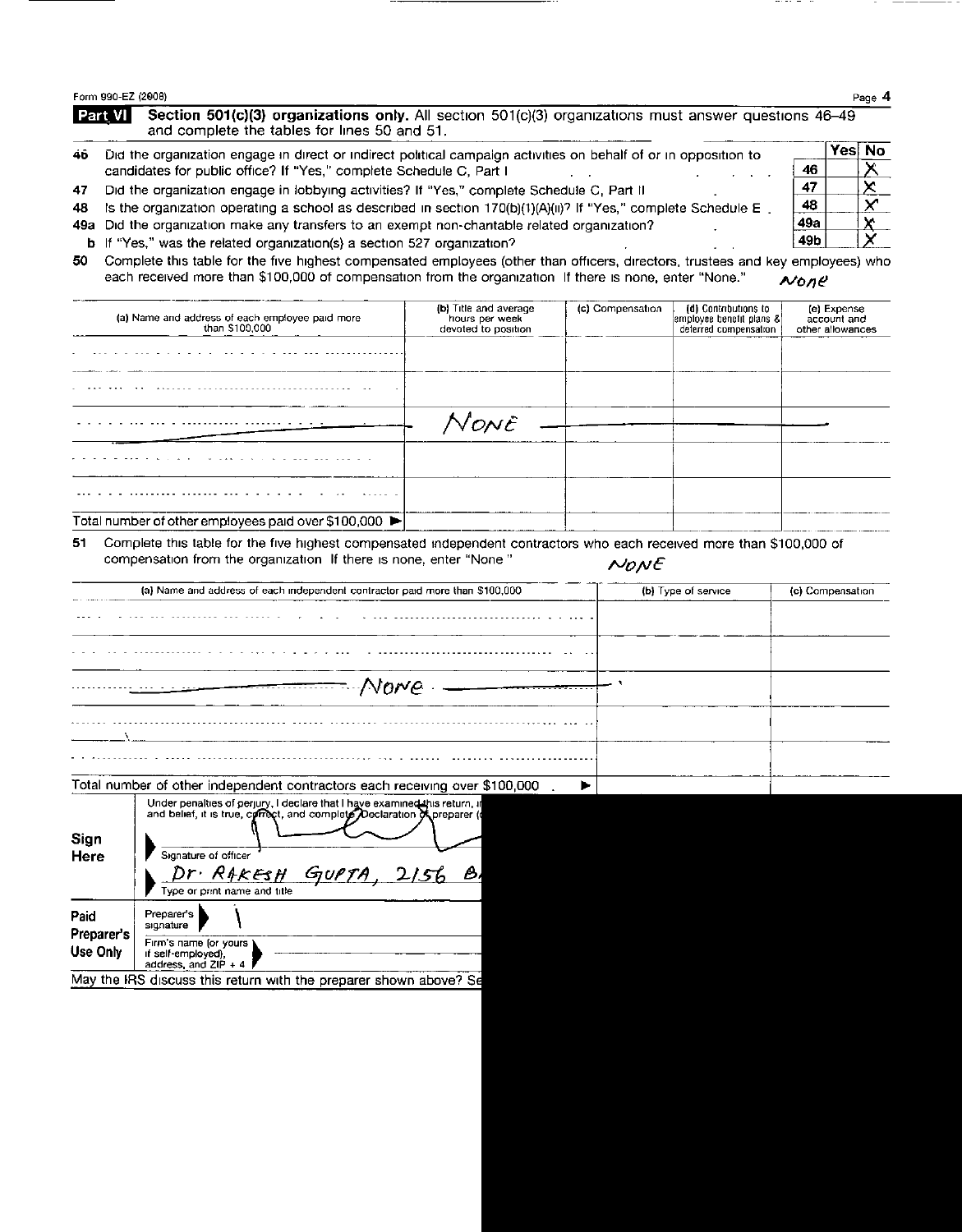Form 990-EZ (2008)

**Part VI** **Section 501(c)(3) organizations only.** All section 501(c)(3) organizations must answer questions 46–49 and complete the tables for lines 50 and 51.

| | | | Yes | No |
|---|---|---|---|---|
| 46 | Did the organization engage in direct or indirect political campaign activities on behalf of or in opposition to candidates for public office? If "Yes," complete Schedule C, Part I | 46 | | X |
| 47 | Did the organization engage in lobbying activities? If "Yes," complete Schedule C, Part II | 47 | | X |
| 48 | Is the organization operating a school as described in section 170(b)(1)(A)(ii)? If "Yes," complete Schedule E | 48 | | X |
| 49a | Did the organization make any transfers to an exempt non-charitable related organization? | 49a | | X |
| b | If "Yes," was the related organization(s) a section 527 organization? | 49b | | X |

50 Complete this table for the five highest compensated employees (other than officers, directors, trustees and key employees) who each received more than $100,000 of compensation from the organization If there is none, enter "None." *None*

| (a) Name and address of each employee paid more than $100,000 | (b) Title and average hours per week devoted to position | (c) Compensation | (d) Contributions to employee benefit plans & deferred compensation | (e) Expense account and other allowances |
|---|---|---|---|---|
| | | | | |
| | | | | |
| | *None* | | | |
| | | | | |
| | | | | |
| Total number of other employees paid over $100,000 ► | | | | |

51 Complete this table for the five highest compensated independent contractors who each received more than $100,000 of compensation from the organization If there is none, enter "None" *None*

| (a) Name and address of each independent contractor paid more than $100,000 | (b) Type of service | (c) Compensation |
|---|---|---|
| | | |
| | | |
| *None* | | |
| | | |
| | | |
| Total number of other independent contractors each receiving over $100,000 ► | | |

**Sign Here**

Under penalties of perjury, I declare that I have examined this return, i... and belief, it is true, correct, and complete Declaration of preparer (...

Signature of officer

*Dr. Rakesh Gupta, 2156 B...*

Type or print name and title

**Paid Preparer's Use Only**

Preparer's signature

Firm's name (or yours if self-employed), address, and ZIP + 4

May the IRS discuss this return with the preparer shown above? Se...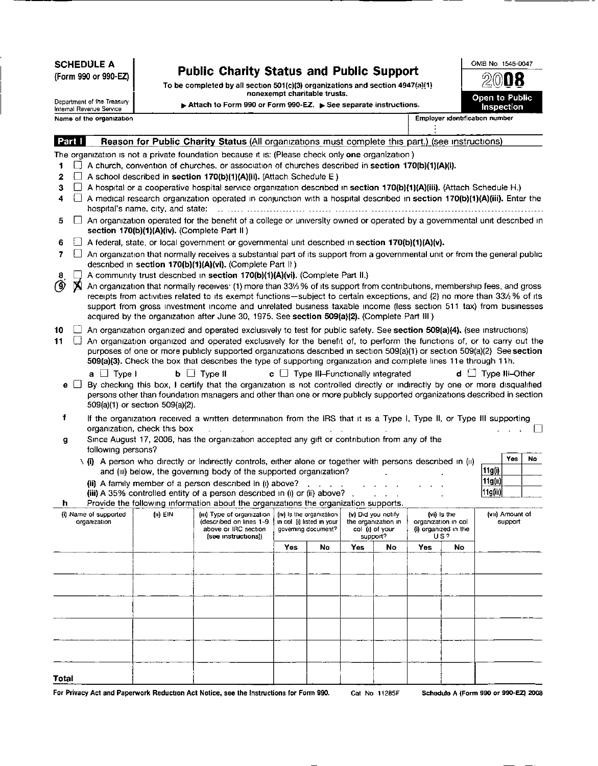**SCHEDULE A**
**(Form 990 or 990-EZ)**

Department of the Treasury
Internal Revenue Service

# Public Charity Status and Public Support

**To be completed by all section 501(c)(3) organizations and section 4947(a)(1) nonexempt charitable trusts.**

▶ Attach to Form 990 or Form 990-EZ. ▶ See separate instructions.

OMB No 1545-0047

**2008**

**Open to Public Inspection**

Name of the organization | Employer identification number

## Part I Reason for Public Charity Status (All organizations must complete this part.) (see instructions)

The organization is not a private foundation because it is: (Please check only **one** organization)

1 ☐ A church, convention of churches, or association of churches described in **section 170(b)(1)(A)(i).**

2 ☐ A school described in **section 170(b)(1)(A)(ii).** (Attach Schedule E)

3 ☐ A hospital or a cooperative hospital service organization described in **section 170(b)(1)(A)(iii).** (Attach Schedule H.)

4 ☐ A medical research organization operated in conjunction with a hospital described in **section 170(b)(1)(A)(iii).** Enter the hospital's name, city, and state: ..............................

5 ☐ An organization operated for the benefit of a college or university owned or operated by a governmental unit described in **section 170(b)(1)(A)(iv).** (Complete Part II)

6 ☐ A federal, state, or local government or governmental unit described in **section 170(b)(1)(A)(v).**

7 ☐ An organization that normally receives a substantial part of its support from a governmental unit or from the general public described in **section 170(b)(1)(A)(vi).** (Complete Part II)

8 ☐ A community trust described in **section 170(b)(1)(A)(vi).** (Complete Part II.)

9 ☒ An organization that normally receives: (1) more than 33⅓ % of its support from contributions, membership fees, and gross receipts from activities related to its exempt functions—subject to certain exceptions, and (2) no more than 33⅓ % of its support from gross investment income and unrelated business taxable income (less section 511 tax) from businesses acquired by the organization after June 30, 1975. See **section 509(a)(2).** (Complete Part III)

10 ☐ An organization organized and operated exclusively to test for public safety. See **section 509(a)(4).** (see instructions)

11 ☐ An organization organized and operated exclusively for the benefit of, to perform the functions of, or to carry out the purposes of one or more publicly supported organizations described in section 509(a)(1) or section 509(a)(2) See **section 509(a)(3).** Check the box that describes the type of supporting organization and complete lines 11e through 11h.

a ☐ Type I  b ☐ Type II  c ☐ Type III–Functionally integrated  d ☐ Type III–Other

e ☐ By checking this box, I certify that the organization is not controlled directly or indirectly by one or more disqualified persons other than foundation managers and other than one or more publicly supported organizations described in section 509(a)(1) or section 509(a)(2).

f If the organization received a written determination from the IRS that it is a Type I, Type II, or Type III supporting organization, check this box . . . ☐

g Since August 17, 2006, has the organization accepted any gift or contribution from any of the following persons?

| | | Yes | No |
|---|---|---|---|
| (i) A person who directly or indirectly controls, either alone or together with persons described in (ii) and (iii) below, the governing body of the supported organization? | 11g(i) | | |
| (ii) A family member of a person described in (i) above? | 11g(ii) | | |
| (iii) A 35% controlled entity of a person described in (i) or (ii) above? | 11g(iii) | | |

h Provide the following information about the organizations the organization supports.

| (i) Name of supported organization | (ii) EIN | (iii) Type of organization (described on lines 1-9 above or IRC section (see instructions)) | (iv) Is the organization in col (i) listed in your governing document? | | (v) Did you notify the organization in col (i) of your support? | | (vi) Is the organization in col (i) organized in the US? | | (vii) Amount of support |
|---|---|---|---|---|---|---|---|---|---|
| | | | Yes | No | Yes | No | Yes | No | |
| | | | | | | | | | |
| | | | | | | | | | |
| | | | | | | | | | |
| | | | | | | | | | |
| | | | | | | | | | |
| **Total** | | | | | | | | | |

For Privacy Act and Paperwork Reduction Act Notice, see the Instructions for Form 990. Cat No 11285F Schedule A (Form 990 or 990-EZ) 2008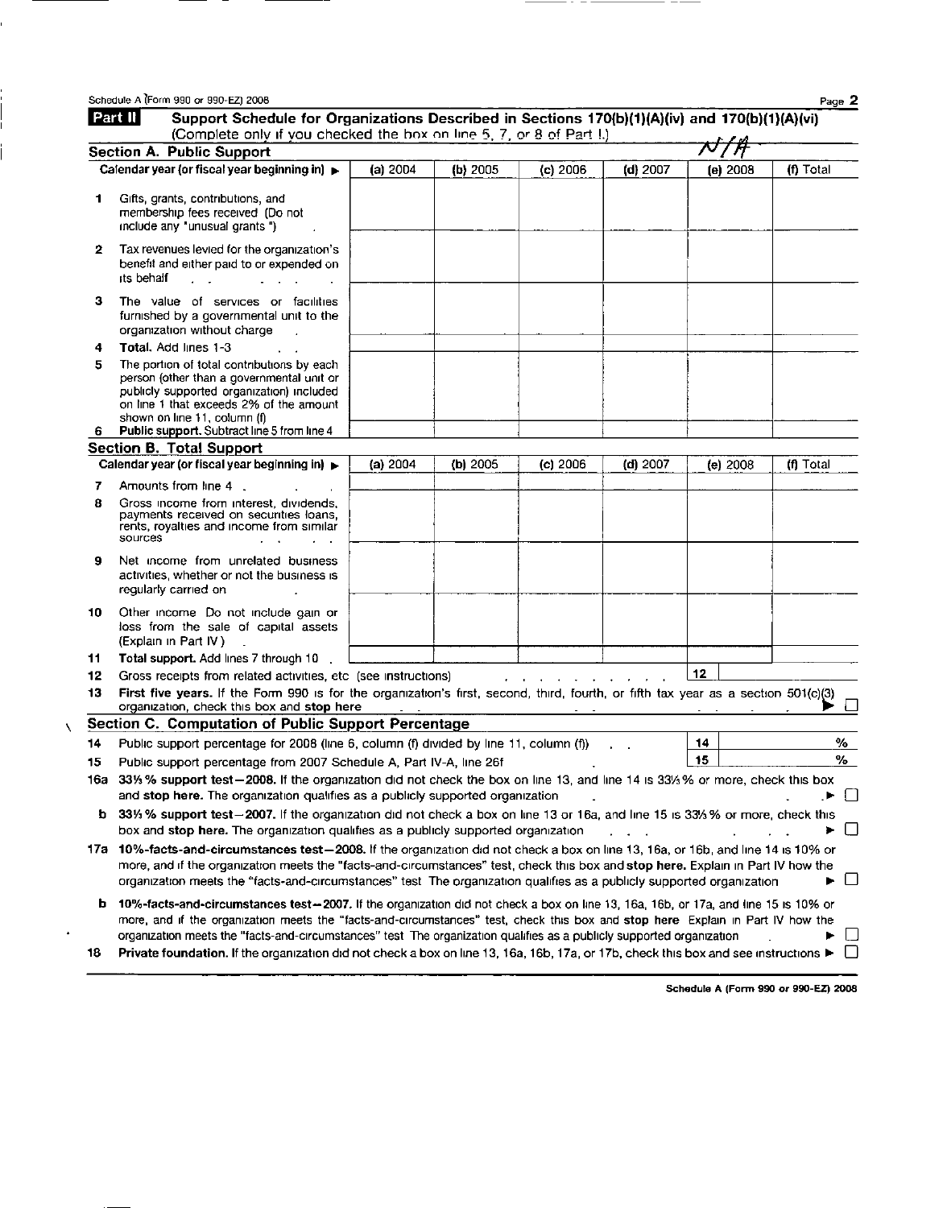Schedule A (Form 990 or 990-EZ) 2008

## Part II Support Schedule for Organizations Described in Sections 170(b)(1)(A)(iv) and 170(b)(1)(A)(vi)

(Complete only if you checked the box on line 5, 7, or 8 of Part I.)

N/A

### Section A. Public Support

| Calendar year (or fiscal year beginning in) ► | (a) 2004 | (b) 2005 | (c) 2006 | (d) 2007 | (e) 2008 | (f) Total |
|---|---|---|---|---|---|---|
| 1 Gifts, grants, contributions, and membership fees received (Do not include any "unusual grants") | | | | | | |
| 2 Tax revenues levied for the organization's benefit and either paid to or expended on its behalf | | | | | | |
| 3 The value of services or facilities furnished by a governmental unit to the organization without charge | | | | | | |
| 4 **Total.** Add lines 1-3 | | | | | | |
| 5 The portion of total contributions by each person (other than a governmental unit or publicly supported organization) included on line 1 that exceeds 2% of the amount shown on line 11, column (f) | | | | | | |
| 6 **Public support.** Subtract line 5 from line 4 | | | | | | |

### Section B. Total Support

| Calendar year (or fiscal year beginning in) ► | (a) 2004 | (b) 2005 | (c) 2006 | (d) 2007 | (e) 2008 | (f) Total |
|---|---|---|---|---|---|---|
| 7 Amounts from line 4 | | | | | | |
| 8 Gross income from interest, dividends, payments received on securities loans, rents, royalties and income from similar sources | | | | | | |
| 9 Net income from unrelated business activities, whether or not the business is regularly carried on | | | | | | |
| 10 Other income Do not include gain or loss from the sale of capital assets (Explain in Part IV ) | | | | | | |
| 11 **Total support.** Add lines 7 through 10 | | | | | | |

12 Gross receipts from related activities, etc (see instructions) | 12 |

13 **First five years.** If the Form 990 is for the organization's first, second, third, fourth, or fifth tax year as a section 501(c)(3) organization, check this box and **stop here** ► ☐

### Section C. Computation of Public Support Percentage

14 Public support percentage for 2008 (line 6, column (f) divided by line 11, column (f)) | 14 | %

15 Public support percentage from 2007 Schedule A, Part IV-A, line 26f | 15 | %

16a **33⅓ % support test—2008.** If the organization did not check the box on line 13, and line 14 is 33⅓ % or more, check this box and **stop here.** The organization qualifies as a publicly supported organization ► ☐

b **33⅓ % support test—2007.** If the organization did not check a box on line 13 or 16a, and line 15 is 33⅓ % or more, check this box and **stop here.** The organization qualifies as a publicly supported organization ► ☐

17a **10%-facts-and-circumstances test—2008.** If the organization did not check a box on line 13, 16a, or 16b, and line 14 is 10% or more, and if the organization meets the "facts-and-circumstances" test, check this box and **stop here.** Explain in Part IV how the organization meets the "facts-and-circumstances" test The organization qualifies as a publicly supported organization ► ☐

b **10%-facts-and-circumstances test—2007.** If the organization did not check a box on line 13, 16a, 16b, or 17a, and line 15 is 10% or more, and if the organization meets the "facts-and-circumstances" test, check this box and **stop here** Explain in Part IV how the organization meets the "facts-and-circumstances" test The organization qualifies as a publicly supported organization ► ☐

18 **Private foundation.** If the organization did not check a box on line 13, 16a, 16b, 17a, or 17b, check this box and see instructions ► ☐

Schedule A (Form 990 or 990-EZ) 2008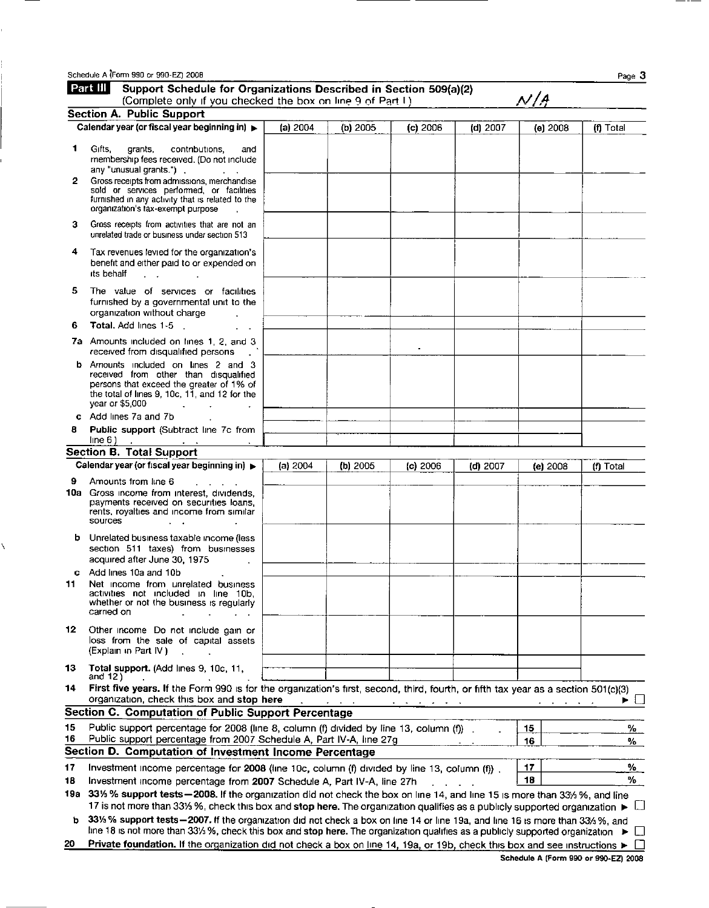Schedule A (Form 990 or 990-EZ) 2008

## Part III Support Schedule for Organizations Described in Section 509(a)(2)

(Complete only if you checked the box on line 9 of Part I) *N/A*

### Section A. Public Support

| Calendar year (or fiscal year beginning in) ▶ | (a) 2004 | (b) 2005 | (c) 2006 | (d) 2007 | (e) 2008 | (f) Total |
|---|---|---|---|---|---|---|
| **1** Gifts, grants, contributions, and membership fees received. (Do not include any "unusual grants.") | | | | | | |
| **2** Gross receipts from admissions, merchandise sold or services performed, or facilities furnished in any activity that is related to the organization's tax-exempt purpose | | | | | | |
| **3** Gross receipts from activities that are not an unrelated trade or business under section 513 | | | | | | |
| **4** Tax revenues levied for the organization's benefit and either paid to or expended on its behalf | | | | | | |
| **5** The value of services or facilities furnished by a governmental unit to the organization without charge | | | | | | |
| **6** **Total.** Add lines 1-5 | | | | | | |
| **7a** Amounts included on lines 1, 2, and 3 received from disqualified persons | | | | | | |
| **b** Amounts included on lines 2 and 3 received from other than disqualified persons that exceed the greater of 1% of the total of lines 9, 10c, 11, and 12 for the year or $5,000 | | | | | | |
| **c** Add lines 7a and 7b | | | | | | |
| **8** **Public support** (Subtract line 7c from line 6.) | | | | | | |

### Section B. Total Support

| Calendar year (or fiscal year beginning in) ▶ | (a) 2004 | (b) 2005 | (c) 2006 | (d) 2007 | (e) 2008 | (f) Total |
|---|---|---|---|---|---|---|
| **9** Amounts from line 6 | | | | | | |
| **10a** Gross income from interest, dividends, payments received on securities loans, rents, royalties and income from similar sources | | | | | | |
| **b** Unrelated business taxable income (less section 511 taxes) from businesses acquired after June 30, 1975 | | | | | | |
| **c** Add lines 10a and 10b | | | | | | |
| **11** Net income from unrelated business activities not included in line 10b, whether or not the business is regularly carried on | | | | | | |
| **12** Other income Do not include gain or loss from the sale of capital assets (Explain in Part IV.) | | | | | | |
| **13** **Total support.** (Add lines 9, 10c, 11, and 12.) | | | | | | |

**14** **First five years.** If the Form 990 is for the organization's first, second, third, fourth, or fifth tax year as a section 501(c)(3) organization, check this box and **stop here** ▶ ☐

### Section C. Computation of Public Support Percentage

**15** Public support percentage for 2008 (line 8, column (f) divided by line 13, column (f)) — **15** %

**16** Public support percentage from 2007 Schedule A, Part IV-A, line 27g — **16** %

### Section D. Computation of Investment Income Percentage

**17** Investment income percentage for **2008** (line 10c, column (f) divided by line 13, column (f)) — **17** %

**18** Investment income percentage from **2007** Schedule A, Part IV-A, line 27h — **18** %

**19a** **33⅓% support tests—2008.** If the organization did not check the box on line 14, and line 15 is more than 33⅓%, and line 17 is not more than 33⅓%, check this box and **stop here.** The organization qualifies as a publicly supported organization ▶ ☐

**b** **33⅓% support tests—2007.** If the organization did not check a box on line 14 or line 19a, and line 16 is more than 33⅓%, and line 18 is not more than 33⅓%, check this box and **stop here.** The organization qualifies as a publicly supported organization ▶ ☐

**20** **Private foundation.** If the organization did not check a box on line 14, 19a, or 19b, check this box and see instructions ▶ ☐

Schedule A (Form 990 or 990-EZ) 2008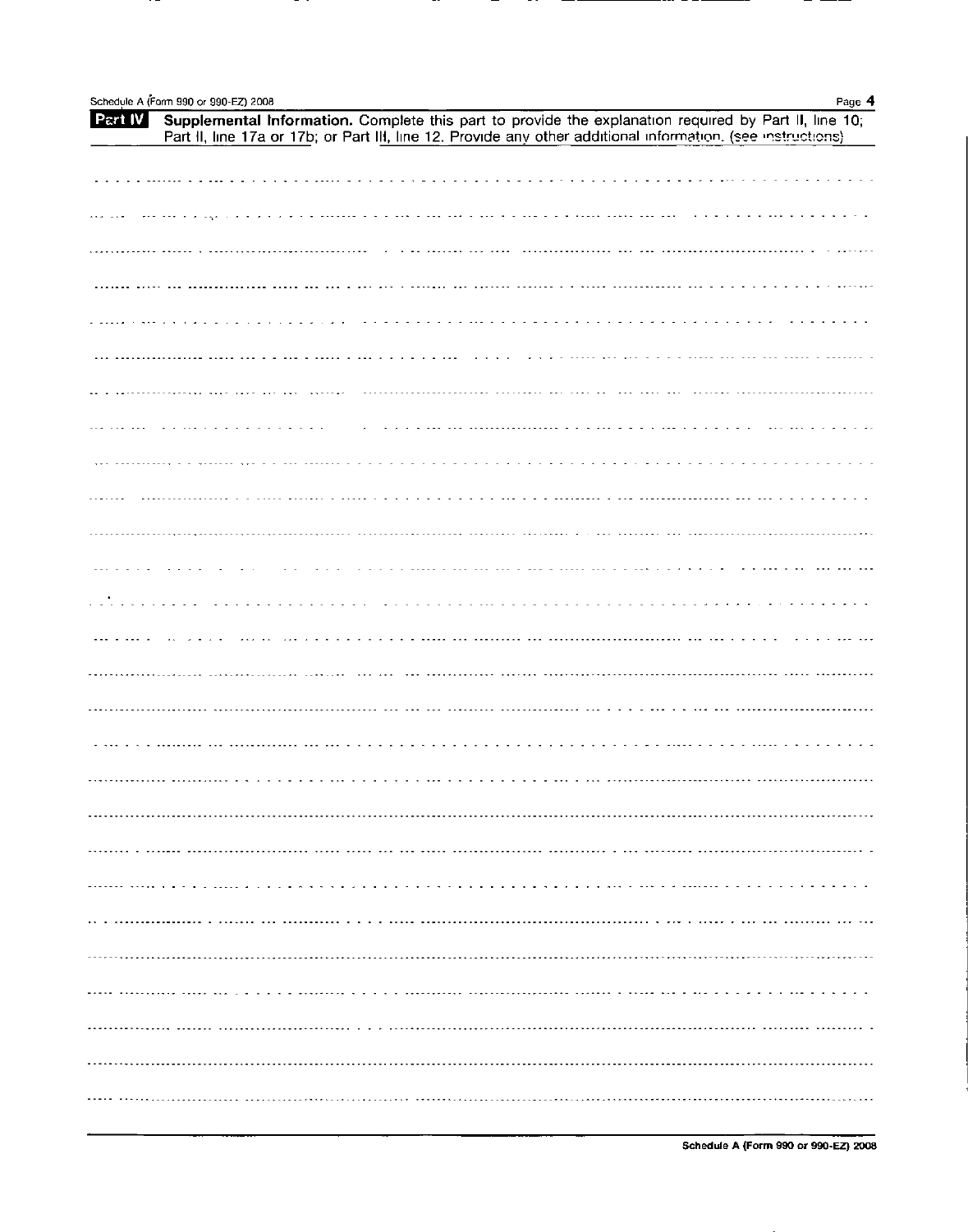**Part IV** **Supplemental Information.** Complete this part to provide the explanation required by Part II, line 10; Part II, line 17a or 17b; or Part III, line 12. Provide any other additional information. (see instructions)

Schedule A (Form 990 or 990-EZ) 2008